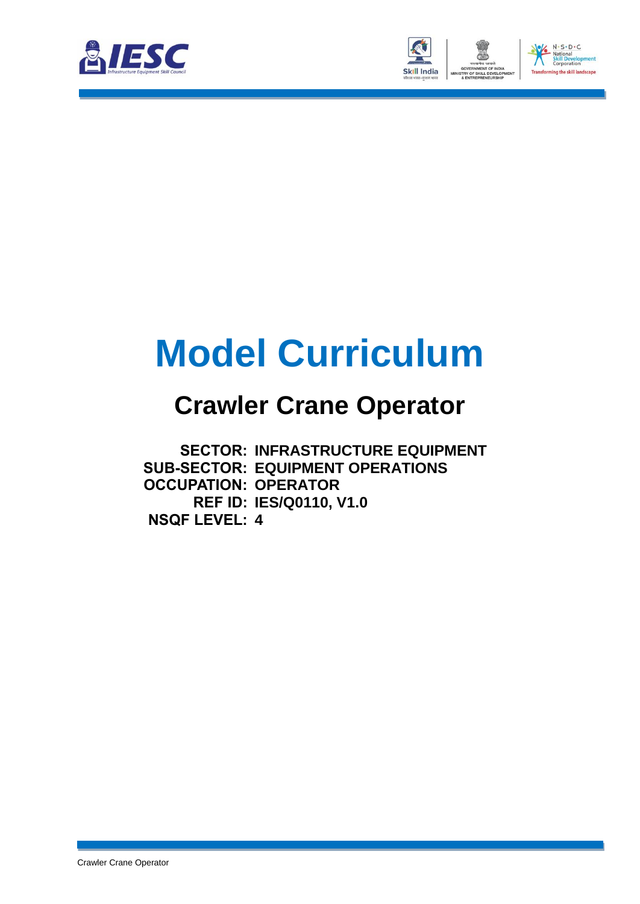# Model Curriculum

## Crawler Crane Operator

**SECTOR:** INFRASTRUCTURE EQUIPMENT
**SUB-SECTOR:** EQUIPMENT OPERATIONS
**OCCUPATION:** OPERATOR
**REF ID:** IES/Q0110, V1.0
**NSQF LEVEL:** 4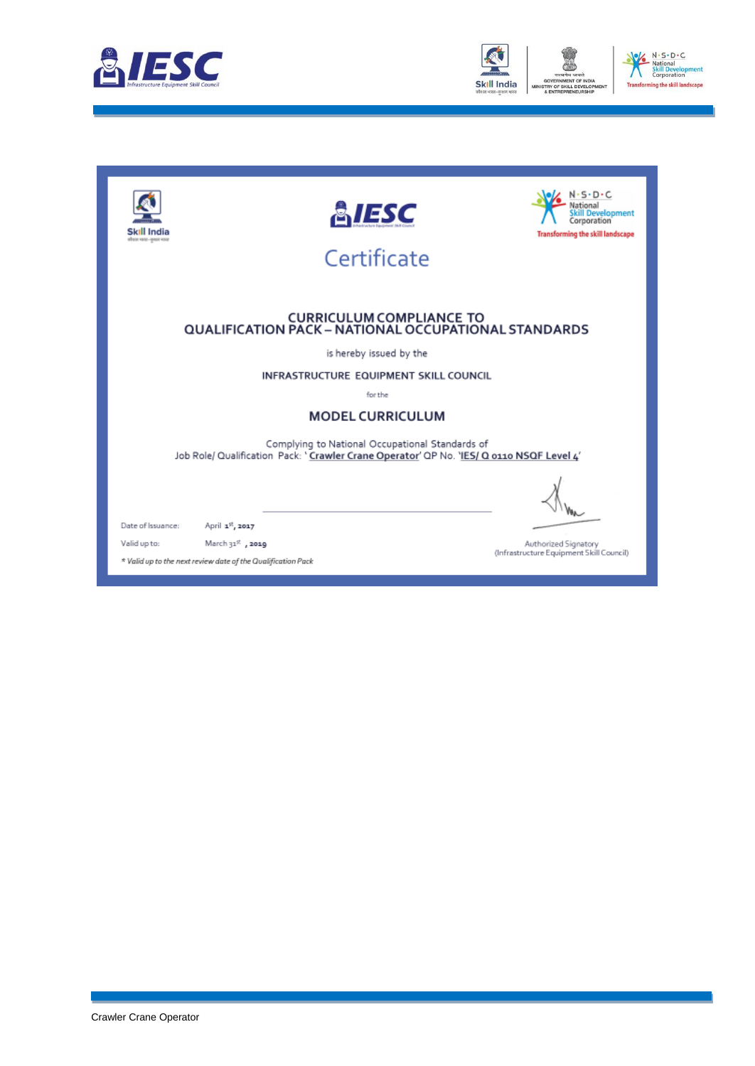# Certificate

## CURRICULUM COMPLIANCE TO QUALIFICATION PACK – NATIONAL OCCUPATIONAL STANDARDS

is hereby issued by the

**INFRASTRUCTURE EQUIPMENT SKILL COUNCIL**

for the

## MODEL CURRICULUM

Complying to National Occupational Standards of Job Role/ Qualification Pack: '**Crawler Crane Operator**' QP No. '**IES/ Q 0110 NSQF Level 4**'

Date of Issuance: April 1st, 2017

Valid up to: March 31st, 2019

*\* Valid up to the next review date of the Qualification Pack*

Authorized Signatory
(Infrastructure Equipment Skill Council)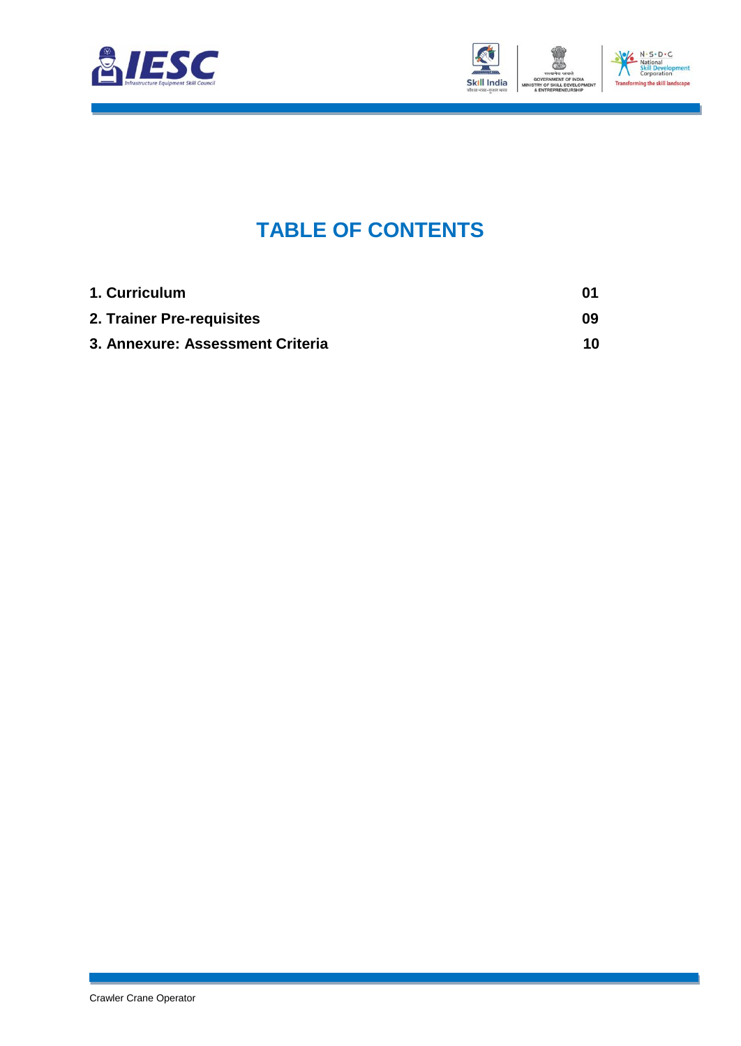# TABLE OF CONTENTS

| | |
|---|---|
| **1. Curriculum** | **01** |
| **2. Trainer Pre-requisites** | **09** |
| **3. Annexure: Assessment Criteria** | **10** |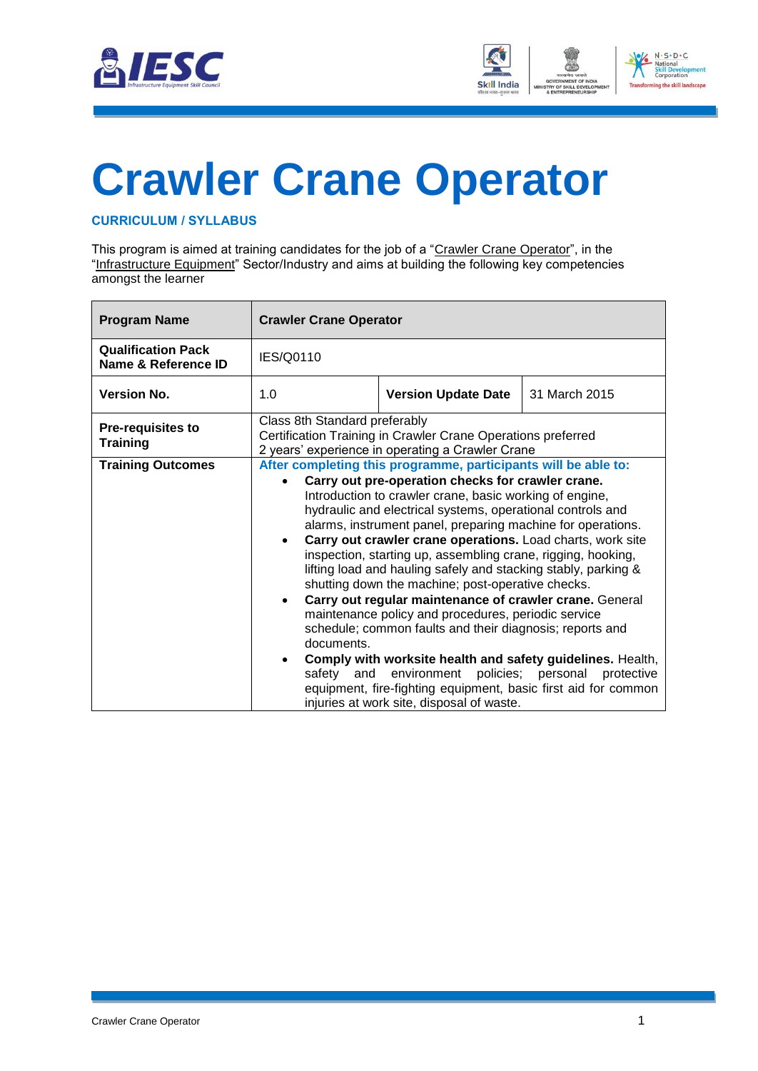# Crawler Crane Operator

**CURRICULUM / SYLLABUS**

This program is aimed at training candidates for the job of a "Crawler Crane Operator", in the "Infrastructure Equipment" Sector/Industry and aims at building the following key competencies amongst the learner

| **Program Name** | **Crawler Crane Operator** | | |
|---|---|---|---|
| **Qualification Pack Name & Reference ID** | IES/Q0110 | | |
| **Version No.** | 1.0 | **Version Update Date** | 31 March 2015 |
| **Pre-requisites to Training** | Class 8th Standard preferably<br>Certification Training in Crawler Crane Operations preferred<br>2 years' experience in operating a Crawler Crane | | |
| **Training Outcomes** | **After completing this programme, participants will be able to:**<br>• **Carry out pre-operation checks for crawler crane.** Introduction to crawler crane, basic working of engine, hydraulic and electrical systems, operational controls and alarms, instrument panel, preparing machine for operations.<br>• **Carry out crawler crane operations.** Load charts, work site inspection, starting up, assembling crane, rigging, hooking, lifting load and hauling safely and stacking stably, parking & shutting down the machine; post-operative checks.<br>• **Carry out regular maintenance of crawler crane.** General maintenance policy and procedures, periodic service schedule; common faults and their diagnosis; reports and documents.<br>• **Comply with worksite health and safety guidelines.** Health, safety and environment policies; personal protective equipment, fire-fighting equipment, basic first aid for common injuries at work site, disposal of waste. | | |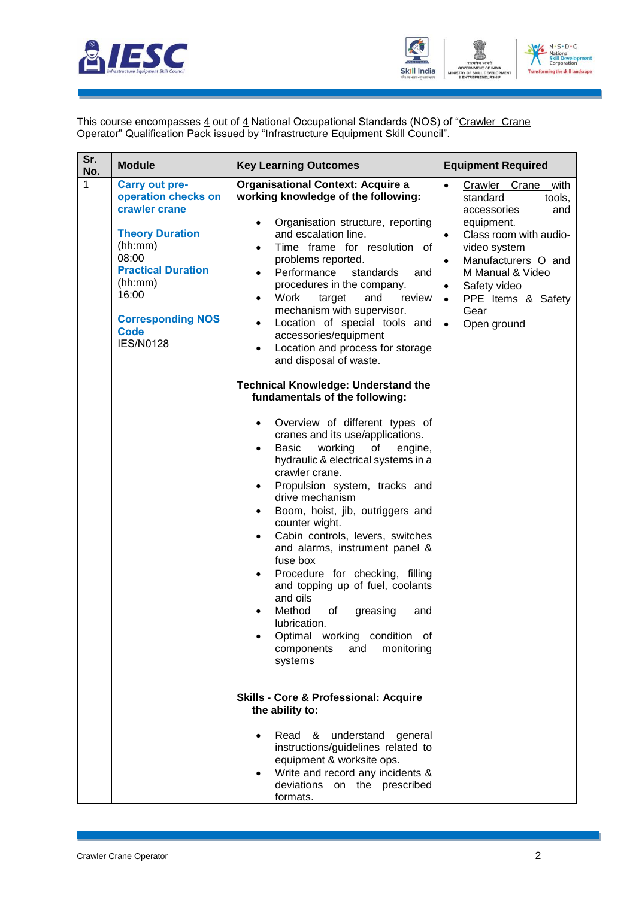This course encompasses 4 out of 4 National Occupational Standards (NOS) of "Crawler Crane Operator" Qualification Pack issued by "Infrastructure Equipment Skill Council".

| Sr. No. | Module | Key Learning Outcomes | Equipment Required |
|---|---|---|---|
| 1 | **Carry out pre-operation checks on crawler crane**<br><br>**Theory Duration** (hh:mm)<br>08:00<br>**Practical Duration** (hh:mm)<br>16:00<br><br>**Corresponding NOS Code**<br>IES/N0128 | **Organisational Context: Acquire a working knowledge of the following:**<br>• Organisation structure, reporting and escalation line.<br>• Time frame for resolution of problems reported.<br>• Performance standards and procedures in the company.<br>• Work target and review mechanism with supervisor.<br>• Location of special tools and accessories/equipment<br>• Location and process for storage and disposal of waste.<br><br>**Technical Knowledge: Understand the fundamentals of the following:**<br>• Overview of different types of cranes and its use/applications.<br>• Basic working of engine, hydraulic & electrical systems in a crawler crane.<br>• Propulsion system, tracks and drive mechanism<br>• Boom, hoist, jib, outriggers and counter wight.<br>• Cabin controls, levers, switches and alarms, instrument panel & fuse box<br>• Procedure for checking, filling and topping up of fuel, coolants and oils<br>• Method of greasing and lubrication.<br>• Optimal working condition of components and monitoring systems<br><br>**Skills - Core & Professional: Acquire the ability to:**<br>• Read & understand general instructions/guidelines related to equipment & worksite ops.<br>• Write and record any incidents & deviations on the prescribed formats. | • Crawler Crane with standard tools, accessories and equipment.<br>• Class room with audio-video system<br>• Manufacturers O and M Manual & Video<br>• Safety video<br>• PPE Items & Safety Gear<br>• Open ground |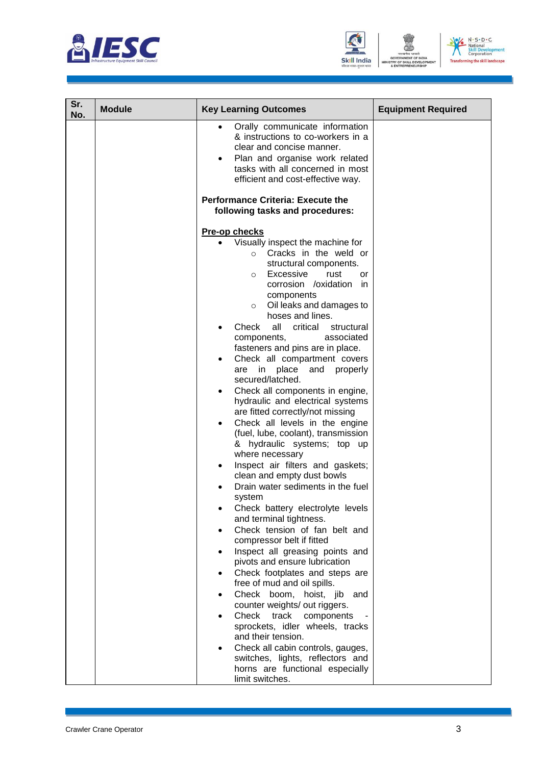| Sr. No. | Module | Key Learning Outcomes | Equipment Required |
|---|---|---|---|
| | | • Orally communicate information & instructions to co-workers in a clear and concise manner.<br>• Plan and organise work related tasks with all concerned in most efficient and cost-effective way.<br><br>**Performance Criteria: Execute the following tasks and procedures:**<br><br>**<u>Pre-op checks</u>**<br>• Visually inspect the machine for<br>  ○ Cracks in the weld or structural components.<br>  ○ Excessive rust or corrosion /oxidation in components<br>  ○ Oil leaks and damages to hoses and lines.<br>• Check all critical structural components, associated fasteners and pins are in place.<br>• Check all compartment covers are in place and properly secured/latched.<br>• Check all components in engine, hydraulic and electrical systems are fitted correctly/not missing<br>• Check all levels in the engine (fuel, lube, coolant), transmission & hydraulic systems; top up where necessary<br>• Inspect air filters and gaskets; clean and empty dust bowls<br>• Drain water sediments in the fuel system<br>• Check battery electrolyte levels and terminal tightness.<br>• Check tension of fan belt and compressor belt if fitted<br>• Inspect all greasing points and pivots and ensure lubrication<br>• Check footplates and steps are free of mud and oil spills.<br>• Check boom, hoist, jib and counter weights/ out riggers.<br>• Check track components - sprockets, idler wheels, tracks and their tension.<br>• Check all cabin controls, gauges, switches, lights, reflectors and horns are functional especially limit switches. | |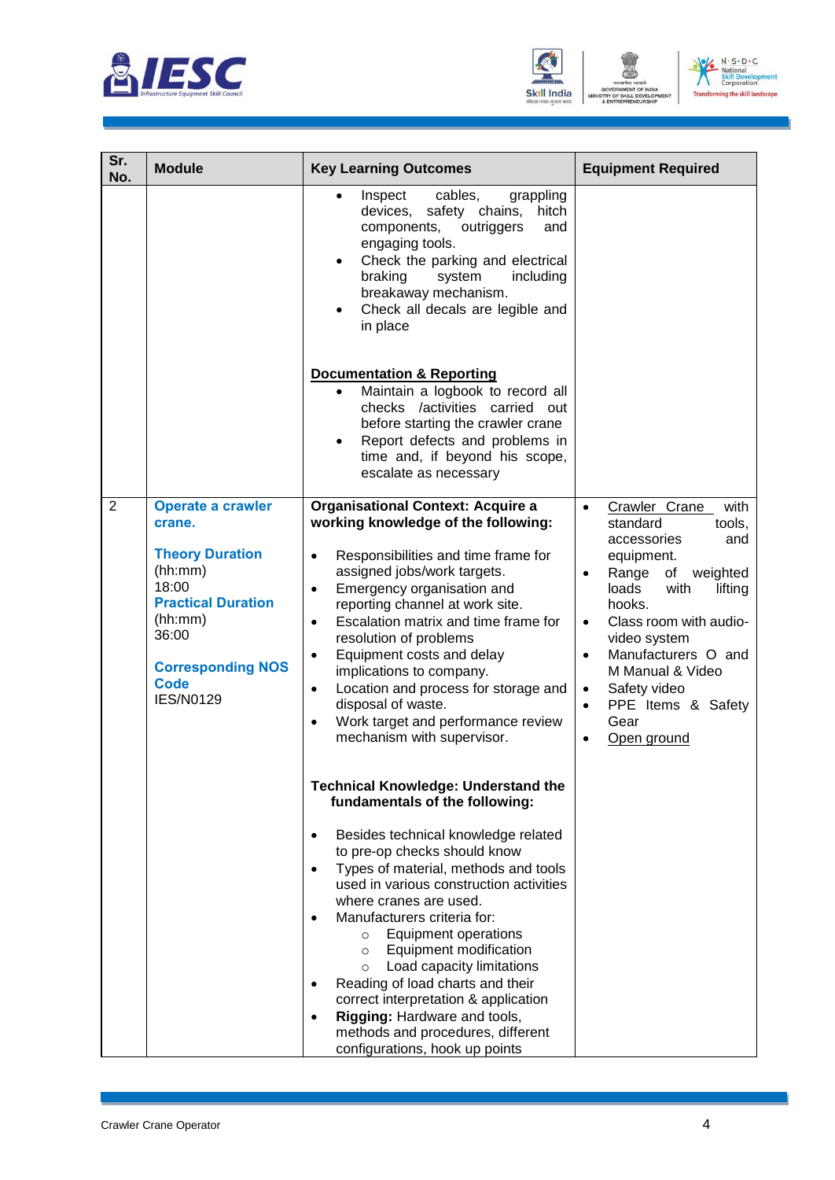| Sr. No. | Module | Key Learning Outcomes | Equipment Required |
|---|---|---|---|
| | | • Inspect cables, grappling devices, safety chains, hitch components, outriggers and engaging tools.<br>• Check the parking and electrical braking system including breakaway mechanism.<br>• Check all decals are legible and in place<br><br>**Documentation & Reporting**<br>• Maintain a logbook to record all checks /activities carried out before starting the crawler crane<br>• Report defects and problems in time and, if beyond his scope, escalate as necessary | |
| 2 | **Operate a crawler crane.**<br><br>**Theory Duration** (hh:mm)<br>18:00<br>**Practical Duration** (hh:mm)<br>36:00<br><br>**Corresponding NOS Code**<br>IES/N0129 | **Organisational Context: Acquire a working knowledge of the following:**<br><br>• Responsibilities and time frame for assigned jobs/work targets.<br>• Emergency organisation and reporting channel at work site.<br>• Escalation matrix and time frame for resolution of problems<br>• Equipment costs and delay implications to company.<br>• Location and process for storage and disposal of waste.<br>• Work target and performance review mechanism with supervisor.<br><br>**Technical Knowledge: Understand the fundamentals of the following:**<br><br>• Besides technical knowledge related to pre-op checks should know<br>• Types of material, methods and tools used in various construction activities where cranes are used.<br>• Manufacturers criteria for:<br>  ○ Equipment operations<br>  ○ Equipment modification<br>  ○ Load capacity limitations<br>• Reading of load charts and their correct interpretation & application<br>• **Rigging:** Hardware and tools, methods and procedures, different configurations, hook up points | • Crawler Crane with standard tools, accessories and equipment.<br>• Range of weighted loads with lifting hooks.<br>• Class room with audio-video system<br>• Manufacturers O and M Manual & Video<br>• Safety video<br>• PPE Items & Safety Gear<br>• Open ground |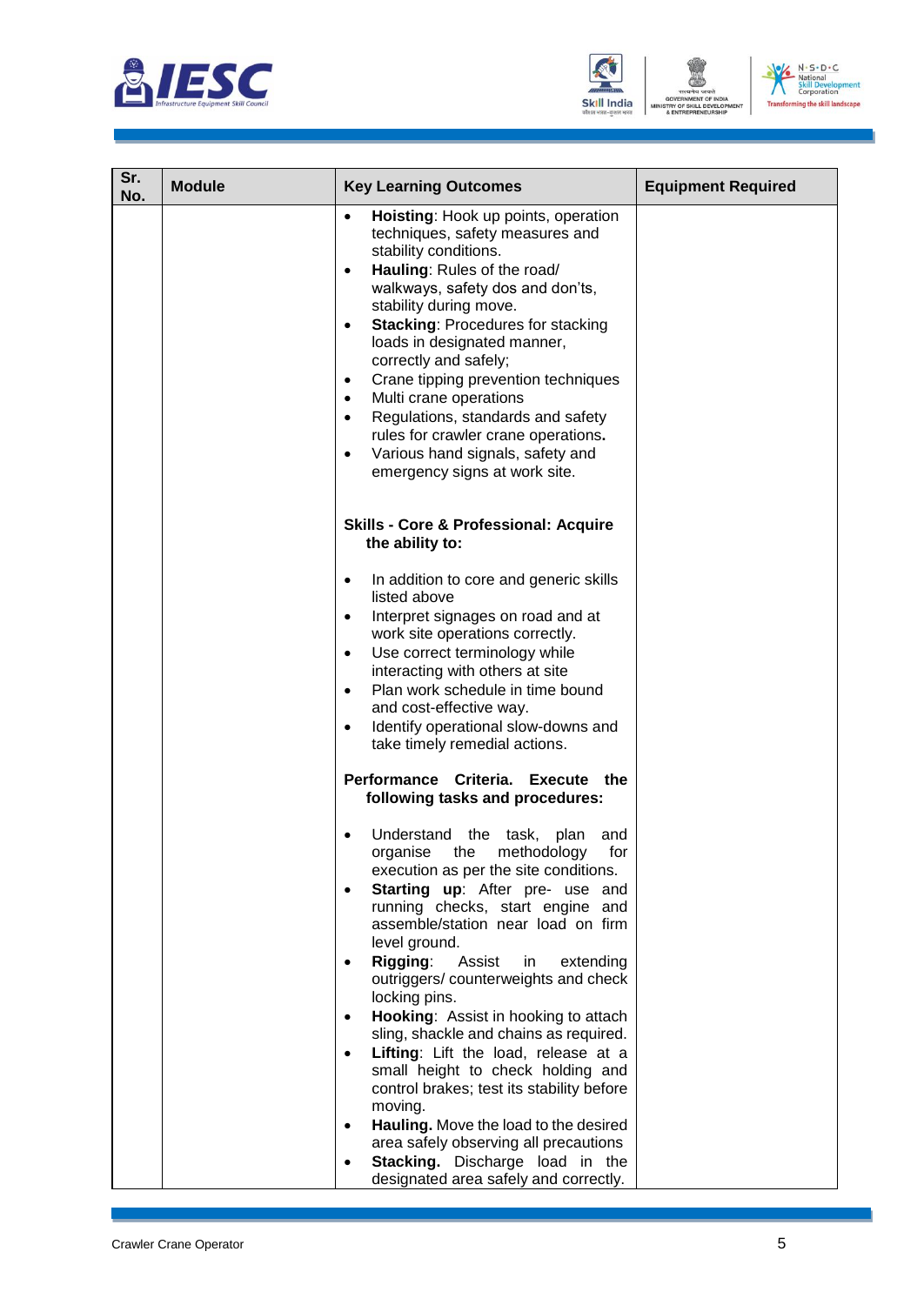| Sr. No. | Module | Key Learning Outcomes | Equipment Required |
|---|---|---|---|
| | | • **Hoisting**: Hook up points, operation techniques, safety measures and stability conditions.<br>• **Hauling**: Rules of the road/ walkways, safety dos and don'ts, stability during move.<br>• **Stacking**: Procedures for stacking loads in designated manner, correctly and safely;<br>• Crane tipping prevention techniques<br>• Multi crane operations<br>• Regulations, standards and safety rules for crawler crane operations**.**<br>• Various hand signals, safety and emergency signs at work site.<br><br>**Skills - Core & Professional: Acquire the ability to:**<br><br>• In addition to core and generic skills listed above<br>• Interpret signages on road and at work site operations correctly.<br>• Use correct terminology while interacting with others at site<br>• Plan work schedule in time bound and cost-effective way.<br>• Identify operational slow-downs and take timely remedial actions.<br><br>**Performance Criteria. Execute the following tasks and procedures:**<br><br>• Understand the task, plan and organise the methodology for execution as per the site conditions.<br>• **Starting up**: After pre- use and running checks, start engine and assemble/station near load on firm level ground.<br>• **Rigging**: Assist in extending outriggers/ counterweights and check locking pins.<br>• **Hooking**: Assist in hooking to attach sling, shackle and chains as required.<br>• **Lifting**: Lift the load, release at a small height to check holding and control brakes; test its stability before moving.<br>• **Hauling.** Move the load to the desired area safely observing all precautions<br>• **Stacking.** Discharge load in the designated area safely and correctly. | |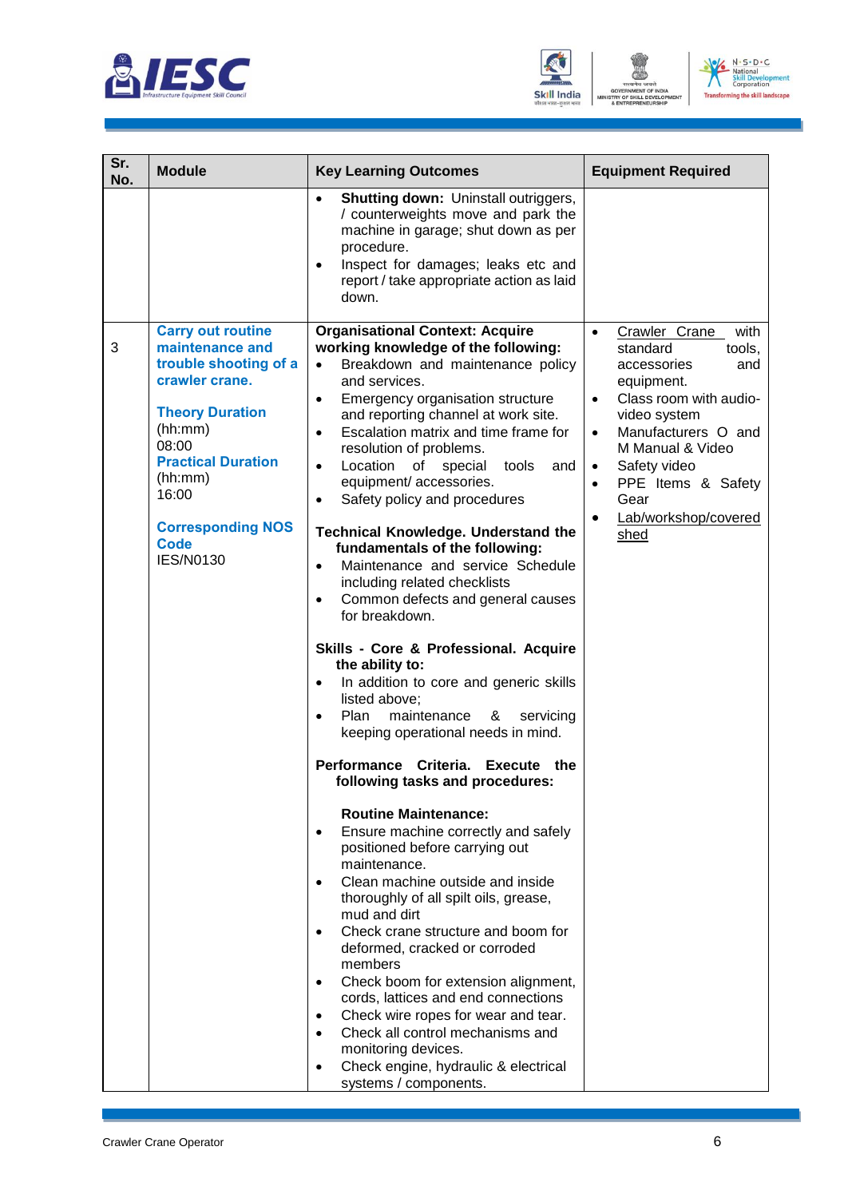| Sr. No. | Module | Key Learning Outcomes | Equipment Required |
|---|---|---|---|
| | | • **Shutting down:** Uninstall outriggers, / counterweights move and park the machine in garage; shut down as per procedure.<br>• Inspect for damages; leaks etc and report / take appropriate action as laid down. | |
| 3 | **Carry out routine maintenance and trouble shooting of a crawler crane.**<br><br>**Theory Duration** (hh:mm)<br>08:00<br>**Practical Duration** (hh:mm)<br>16:00<br><br>**Corresponding NOS Code**<br>IES/N0130 | **Organisational Context: Acquire working knowledge of the following:**<br>• Breakdown and maintenance policy and services.<br>• Emergency organisation structure and reporting channel at work site.<br>• Escalation matrix and time frame for resolution of problems.<br>• Location of special tools and equipment/ accessories.<br>• Safety policy and procedures<br><br>**Technical Knowledge. Understand the fundamentals of the following:**<br>• Maintenance and service Schedule including related checklists<br>• Common defects and general causes for breakdown.<br><br>**Skills - Core & Professional. Acquire the ability to:**<br>• In addition to core and generic skills listed above;<br>• Plan maintenance & servicing keeping operational needs in mind.<br><br>**Performance Criteria. Execute the following tasks and procedures:**<br><br>**Routine Maintenance:**<br>• Ensure machine correctly and safely positioned before carrying out maintenance.<br>• Clean machine outside and inside thoroughly of all spilt oils, grease, mud and dirt<br>• Check crane structure and boom for deformed, cracked or corroded members<br>• Check boom for extension alignment, cords, lattices and end connections<br>• Check wire ropes for wear and tear.<br>• Check all control mechanisms and monitoring devices.<br>• Check engine, hydraulic & electrical systems / components. | • Crawler Crane with standard tools, accessories and equipment.<br>• Class room with audio-video system<br>• Manufacturers O and M Manual & Video<br>• Safety video<br>• PPE Items & Safety Gear<br>• Lab/workshop/covered shed |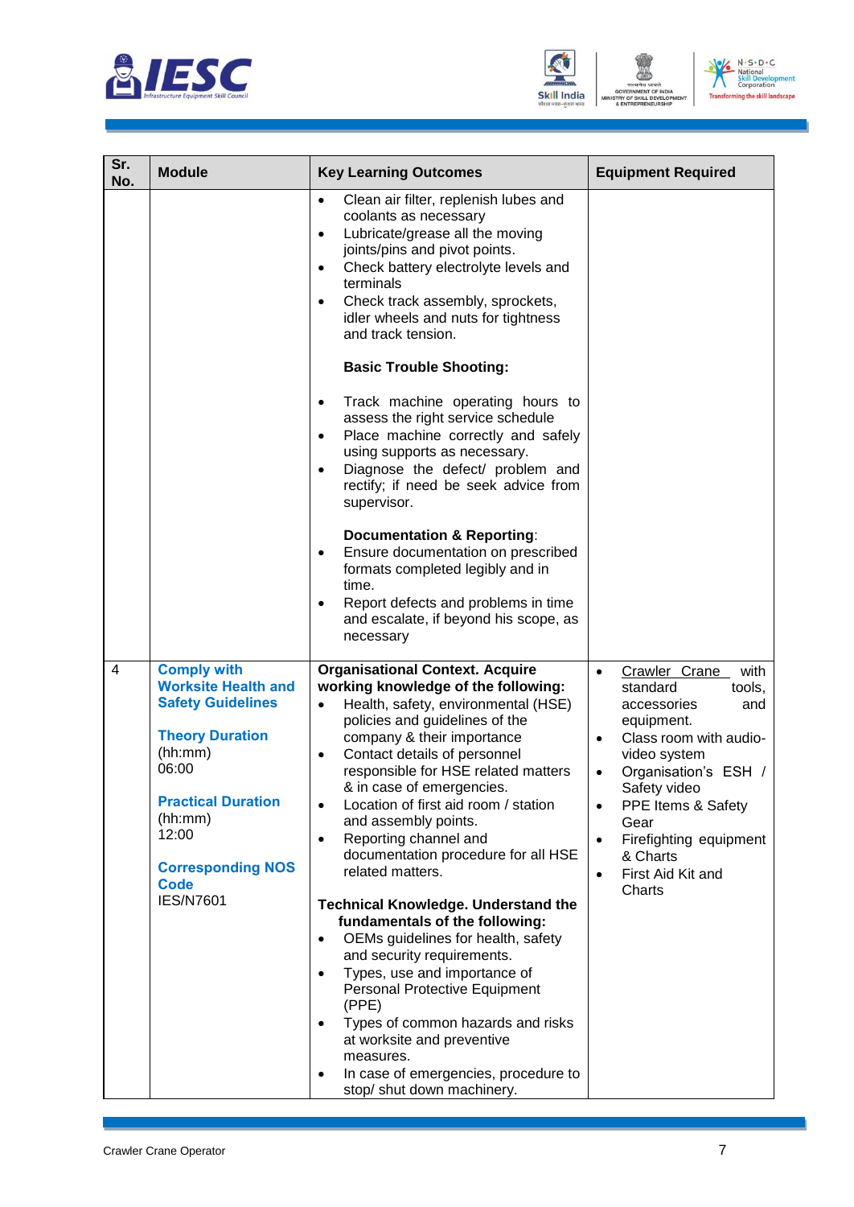| Sr. No. | Module | Key Learning Outcomes | Equipment Required |
|---|---|---|---|
| | | • Clean air filter, replenish lubes and coolants as necessary<br>• Lubricate/grease all the moving joints/pins and pivot points.<br>• Check battery electrolyte levels and terminals<br>• Check track assembly, sprockets, idler wheels and nuts for tightness and track tension.<br><br>**Basic Trouble Shooting:**<br><br>• Track machine operating hours to assess the right service schedule<br>• Place machine correctly and safely using supports as necessary.<br>• Diagnose the defect/ problem and rectify; if need be seek advice from supervisor.<br><br>**Documentation & Reporting**:<br>• Ensure documentation on prescribed formats completed legibly and in time.<br>• Report defects and problems in time and escalate, if beyond his scope, as necessary | |
| 4 | **Comply with Worksite Health and Safety Guidelines**<br><br>**Theory Duration** (hh:mm)<br>06:00<br><br>**Practical Duration** (hh:mm)<br>12:00<br><br>**Corresponding NOS Code**<br>IES/N7601 | **Organisational Context. Acquire working knowledge of the following:**<br>• Health, safety, environmental (HSE) policies and guidelines of the company & their importance<br>• Contact details of personnel responsible for HSE related matters & in case of emergencies.<br>• Location of first aid room / station and assembly points.<br>• Reporting channel and documentation procedure for all HSE related matters.<br><br>**Technical Knowledge. Understand the fundamentals of the following:**<br>• OEMs guidelines for health, safety and security requirements.<br>• Types, use and importance of Personal Protective Equipment (PPE)<br>• Types of common hazards and risks at worksite and preventive measures.<br>• In case of emergencies, procedure to stop/ shut down machinery. | • Crawler Crane with standard tools, accessories and equipment.<br>• Class room with audio-video system<br>• Organisation's ESH / Safety video<br>• PPE Items & Safety Gear<br>• Firefighting equipment & Charts<br>• First Aid Kit and Charts |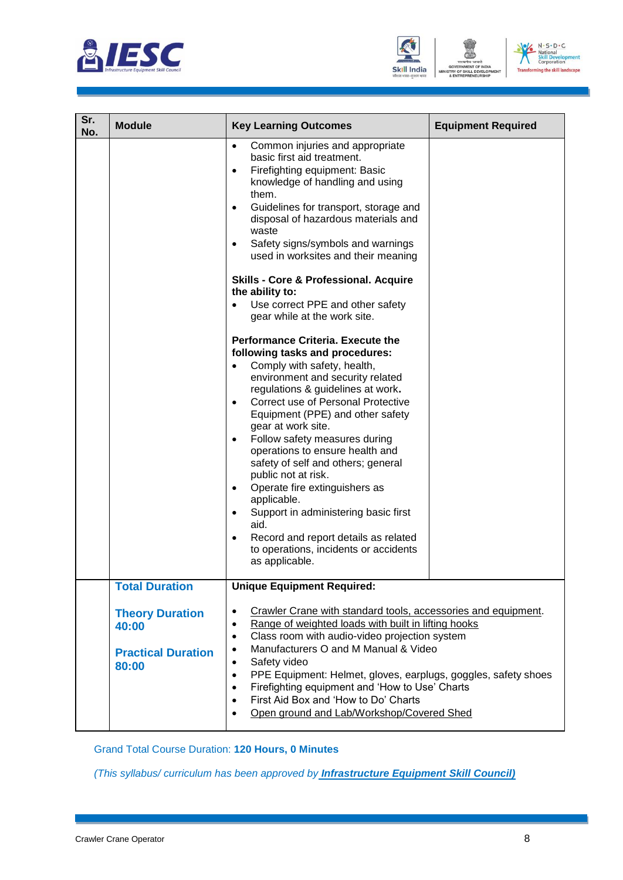| Sr. No. | Module | Key Learning Outcomes | Equipment Required |
|---|---|---|---|
| | | • Common injuries and appropriate basic first aid treatment.<br>• Firefighting equipment: Basic knowledge of handling and using them.<br>• Guidelines for transport, storage and disposal of hazardous materials and waste<br>• Safety signs/symbols and warnings used in worksites and their meaning<br><br>**Skills - Core & Professional. Acquire the ability to:**<br>• Use correct PPE and other safety gear while at the work site.<br><br>**Performance Criteria. Execute the following tasks and procedures:**<br>• Comply with safety, health, environment and security related regulations & guidelines at work.<br>• Correct use of Personal Protective Equipment (PPE) and other safety gear at work site.<br>• Follow safety measures during operations to ensure health and safety of self and others; general public not at risk.<br>• Operate fire extinguishers as applicable.<br>• Support in administering basic first aid.<br>• Record and report details as related to operations, incidents or accidents as applicable. | |
| | **Total Duration**<br><br>**Theory Duration 40:00**<br><br>**Practical Duration 80:00** | **Unique Equipment Required:**<br><br>• Crawler Crane with standard tools, accessories and equipment.<br>• Range of weighted loads with built in lifting hooks<br>• Class room with audio-video projection system<br>• Manufacturers O and M Manual & Video<br>• Safety video<br>• PPE Equipment: Helmet, gloves, earplugs, goggles, safety shoes<br>• Firefighting equipment and 'How to Use' Charts<br>• First Aid Box and 'How to Do' Charts<br>• Open ground and Lab/Workshop/Covered Shed | |

Grand Total Course Duration: **120 Hours, 0 Minutes**

*(This syllabus/ curriculum has been approved by **Infrastructure Equipment Skill Council)***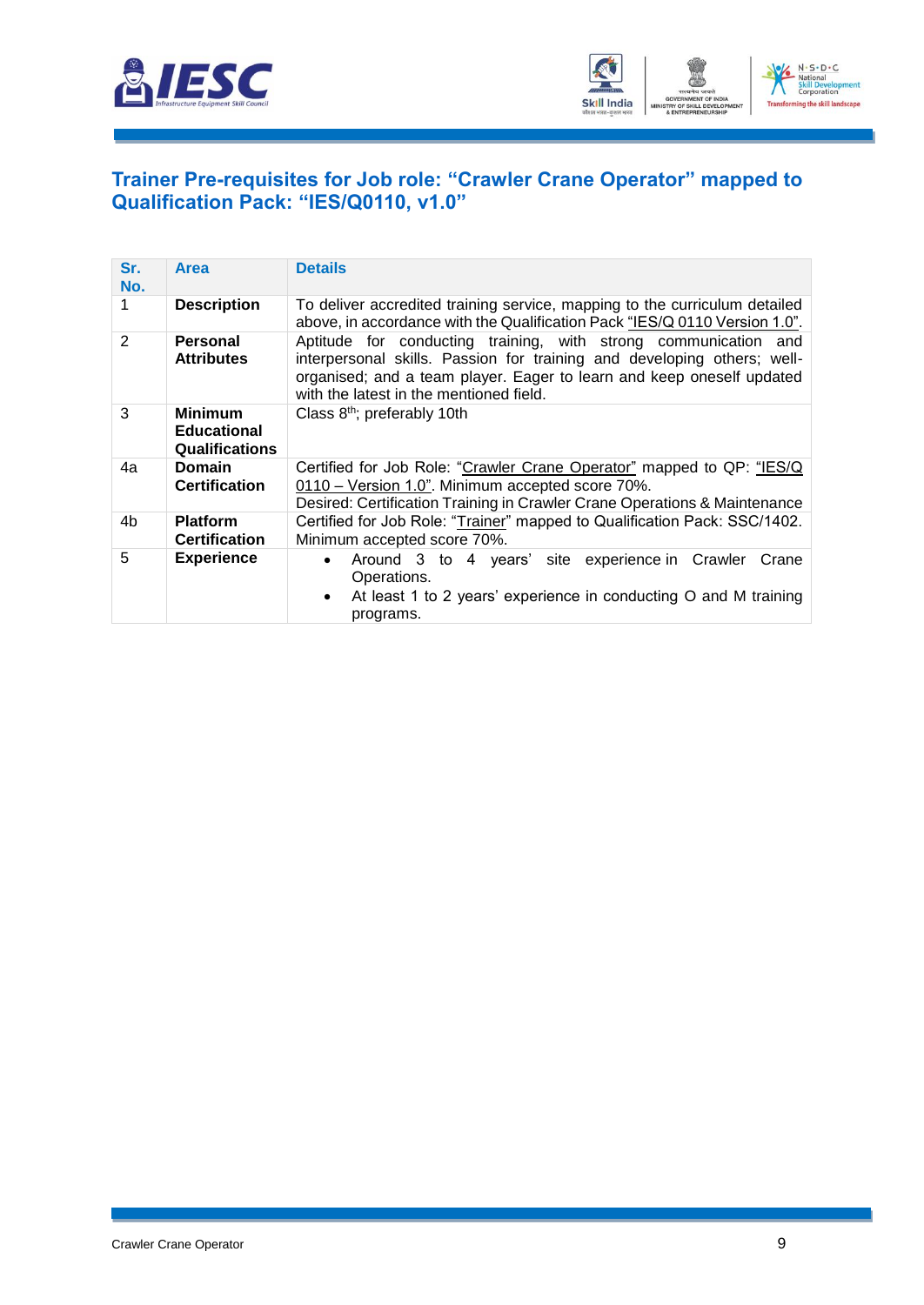## Trainer Pre-requisites for Job role: "Crawler Crane Operator" mapped to Qualification Pack: "IES/Q0110, v1.0"

| Sr. No. | Area | Details |
|---|---|---|
| 1 | **Description** | To deliver accredited training service, mapping to the curriculum detailed above, in accordance with the Qualification Pack "IES/Q 0110 Version 1.0". |
| 2 | **Personal Attributes** | Aptitude for conducting training, with strong communication and interpersonal skills. Passion for training and developing others; well-organised; and a team player. Eager to learn and keep oneself updated with the latest in the mentioned field. |
| 3 | **Minimum Educational Qualifications** | Class 8th; preferably 10th |
| 4a | **Domain Certification** | Certified for Job Role: "Crawler Crane Operator" mapped to QP: "IES/Q 0110 – Version 1.0". Minimum accepted score 70%. Desired: Certification Training in Crawler Crane Operations & Maintenance |
| 4b | **Platform Certification** | Certified for Job Role: "Trainer" mapped to Qualification Pack: SSC/1402. Minimum accepted score 70%. |
| 5 | **Experience** | • Around 3 to 4 years' site experience in Crawler Crane Operations. • At least 1 to 2 years' experience in conducting O and M training programs. |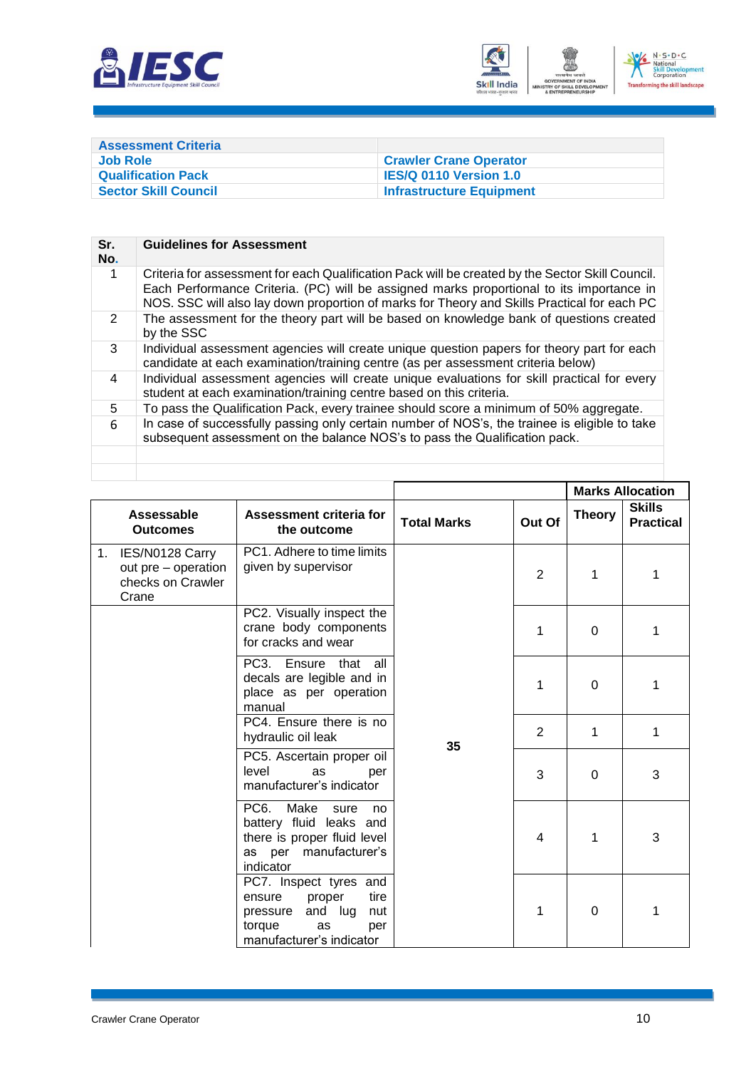| Assessment Criteria | |
|---|---|
| Job Role | Crawler Crane Operator |
| Qualification Pack | IES/Q 0110 Version 1.0 |
| Sector Skill Council | Infrastructure Equipment |

| Sr. No. | Guidelines for Assessment |
|---|---|
| 1 | Criteria for assessment for each Qualification Pack will be created by the Sector Skill Council. Each Performance Criteria. (PC) will be assigned marks proportional to its importance in NOS. SSC will also lay down proportion of marks for Theory and Skills Practical for each PC |
| 2 | The assessment for the theory part will be based on knowledge bank of questions created by the SSC |
| 3 | Individual assessment agencies will create unique question papers for theory part for each candidate at each examination/training centre (as per assessment criteria below) |
| 4 | Individual assessment agencies will create unique evaluations for skill practical for every student at each examination/training centre based on this criteria. |
| 5 | To pass the Qualification Pack, every trainee should score a minimum of 50% aggregate. |
| 6 | In case of successfully passing only certain number of NOS's, the trainee is eligible to take subsequent assessment on the balance NOS's to pass the Qualification pack. |
| | |
| | |

| | | | | Marks Allocation | |
|---|---|---|---|---|---|
| Assessable Outcomes | Assessment criteria for the outcome | Total Marks | Out Of | Theory | Skills Practical |
| 1. IES/N0128 Carry out pre – operation checks on Crawler Crane | PC1. Adhere to time limits given by supervisor | 35 | 2 | 1 | 1 |
| | PC2. Visually inspect the crane body components for cracks and wear | | 1 | 0 | 1 |
| | PC3. Ensure that all decals are legible and in place as per operation manual | | 1 | 0 | 1 |
| | PC4. Ensure there is no hydraulic oil leak | | 2 | 1 | 1 |
| | PC5. Ascertain proper oil level as per manufacturer's indicator | | 3 | 0 | 3 |
| | PC6. Make sure no battery fluid leaks and there is proper fluid level as per manufacturer's indicator | | 4 | 1 | 3 |
| | PC7. Inspect tyres and ensure proper tire pressure and lug nut torque as per manufacturer's indicator | | 1 | 0 | 1 |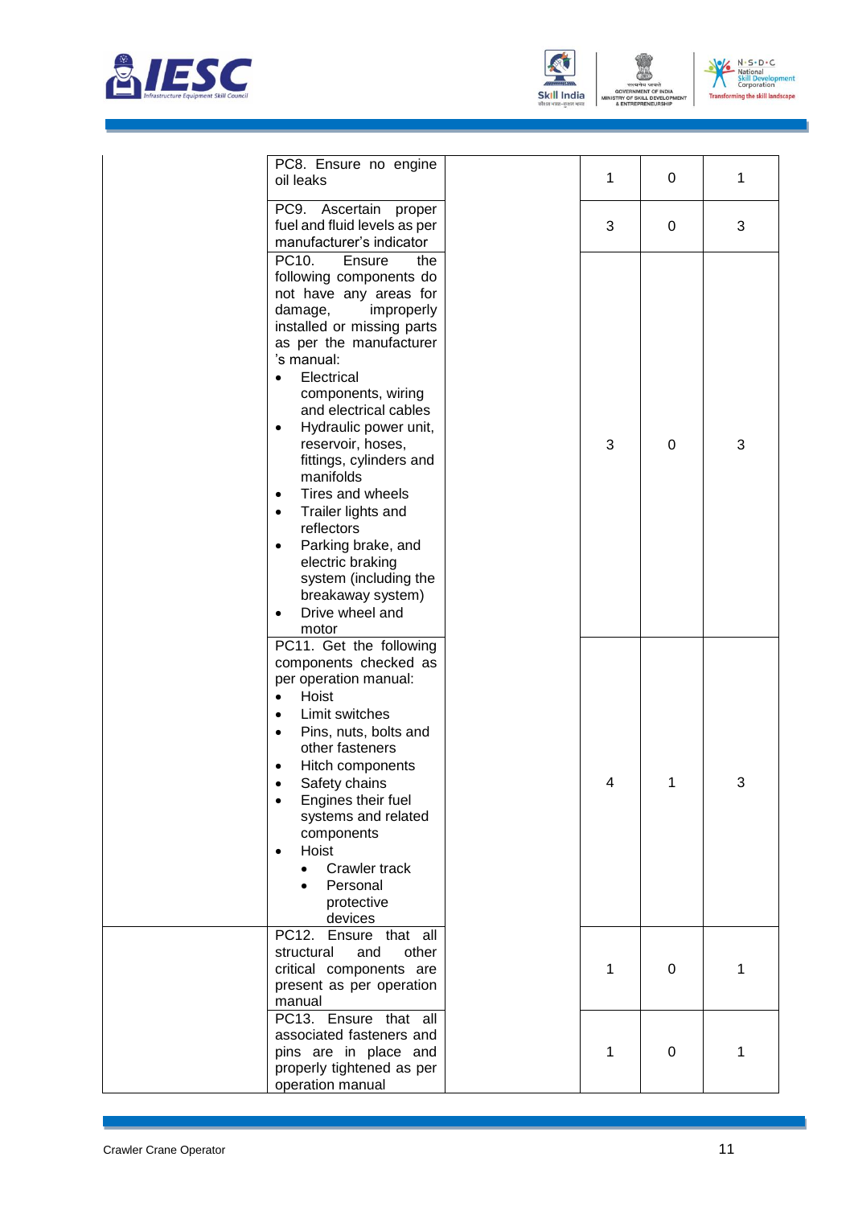| | | | | | |
|---|---|---|---|---|---|
| | PC8. Ensure no engine oil leaks | | 1 | 0 | 1 |
| | PC9. Ascertain proper fuel and fluid levels as per manufacturer's indicator | | 3 | 0 | 3 |
| | PC10. Ensure the following components do not have any areas for damage, improperly installed or missing parts as per the manufacturer 's manual:<br>• Electrical components, wiring and electrical cables<br>• Hydraulic power unit, reservoir, hoses, fittings, cylinders and manifolds<br>• Tires and wheels<br>• Trailer lights and reflectors<br>• Parking brake, and electric braking system (including the breakaway system)<br>• Drive wheel and motor | | 3 | 0 | 3 |
| | PC11. Get the following components checked as per operation manual:<br>• Hoist<br>• Limit switches<br>• Pins, nuts, bolts and other fasteners<br>• Hitch components<br>• Safety chains<br>• Engines their fuel systems and related components<br>• Hoist<br>  • Crawler track<br>  • Personal protective devices | | 4 | 1 | 3 |
| | PC12. Ensure that all structural and other critical components are present as per operation manual | | 1 | 0 | 1 |
| | PC13. Ensure that all associated fasteners and pins are in place and properly tightened as per operation manual | | 1 | 0 | 1 |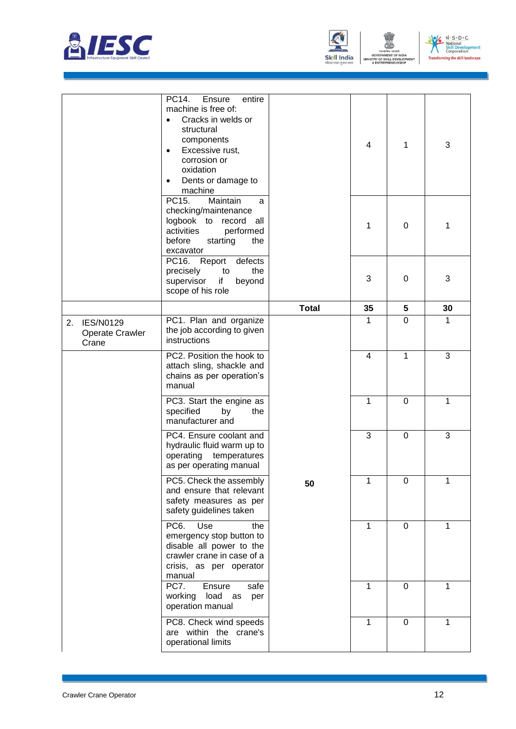| | | | | | |
|---|---|---|---|---|---|
| | PC14. Ensure entire machine is free of: <br>• Cracks in welds or structural components <br>• Excessive rust, corrosion or oxidation <br>• Dents or damage to machine | | 4 | 1 | 3 |
| | PC15. Maintain a checking/maintenance logbook to record all activities performed before starting the excavator | | 1 | 0 | 1 |
| | PC16. Report defects precisely to the supervisor if beyond scope of his role | | 3 | 0 | 3 |
| | | **Total** | **35** | **5** | **30** |
| 2. IES/N0129 Operate Crawler Crane | PC1. Plan and organize the job according to given instructions | 50 | 1 | 0 | 1 |
| | PC2. Position the hook to attach sling, shackle and chains as per operation's manual | | 4 | 1 | 3 |
| | PC3. Start the engine as specified by the manufacturer and | | 1 | 0 | 1 |
| | PC4. Ensure coolant and hydraulic fluid warm up to operating temperatures as per operating manual | | 3 | 0 | 3 |
| | PC5. Check the assembly and ensure that relevant safety measures as per safety guidelines taken | | 1 | 0 | 1 |
| | PC6. Use the emergency stop button to disable all power to the crawler crane in case of a crisis, as per operator manual | | 1 | 0 | 1 |
| | PC7. Ensure safe working load as per operation manual | | 1 | 0 | 1 |
| | PC8. Check wind speeds are within the crane's operational limits | | 1 | 0 | 1 |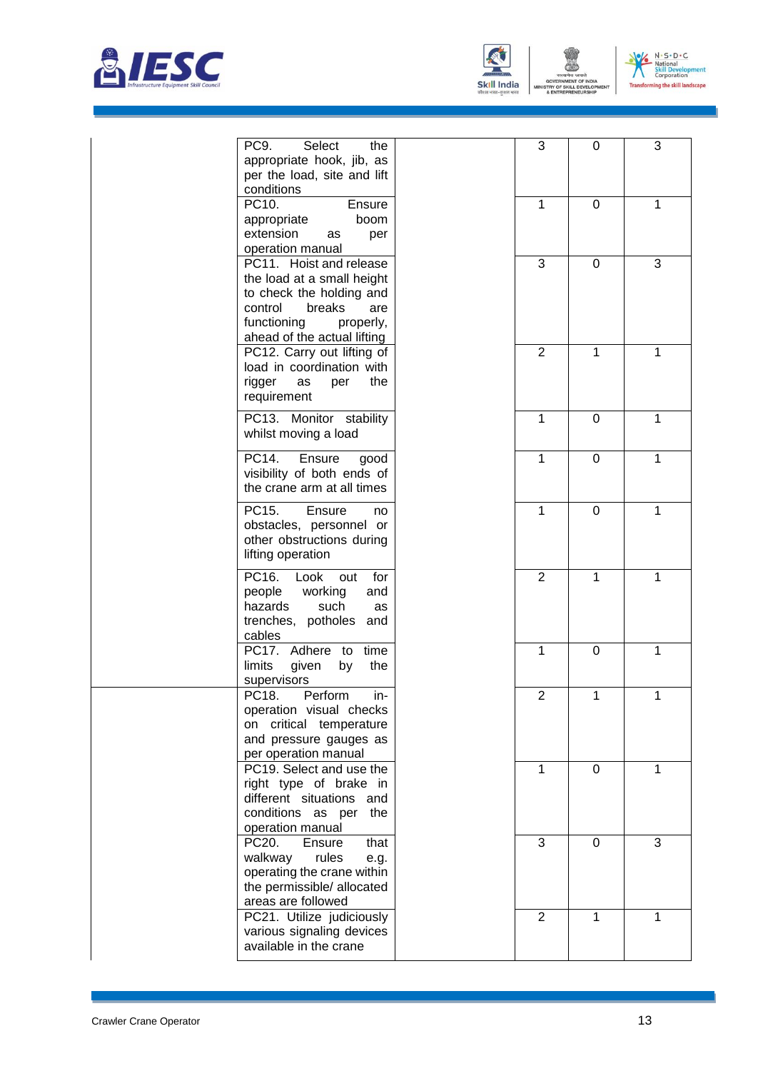| | | | | | |
|---|---|---|---|---|---|
| | PC9. Select the appropriate hook, jib, as per the load, site and lift conditions | | 3 | 0 | 3 |
| | PC10. Ensure appropriate boom extension as per operation manual | | 1 | 0 | 1 |
| | PC11. Hoist and release the load at a small height to check the holding and control breaks are functioning properly, ahead of the actual lifting | | 3 | 0 | 3 |
| | PC12. Carry out lifting of load in coordination with rigger as per the requirement | | 2 | 1 | 1 |
| | PC13. Monitor stability whilst moving a load | | 1 | 0 | 1 |
| | PC14. Ensure good visibility of both ends of the crane arm at all times | | 1 | 0 | 1 |
| | PC15. Ensure no obstacles, personnel or other obstructions during lifting operation | | 1 | 0 | 1 |
| | PC16. Look out for people working and hazards such as trenches, potholes and cables | | 2 | 1 | 1 |
| | PC17. Adhere to time limits given by the supervisors | | 1 | 0 | 1 |
| | PC18. Perform in-operation visual checks on critical temperature and pressure gauges as per operation manual | | 2 | 1 | 1 |
| | PC19. Select and use the right type of brake in different situations and conditions as per the operation manual | | 1 | 0 | 1 |
| | PC20. Ensure that walkway rules e.g. operating the crane within the permissible/ allocated areas are followed | | 3 | 0 | 3 |
| | PC21. Utilize judiciously various signaling devices available in the crane | | 2 | 1 | 1 |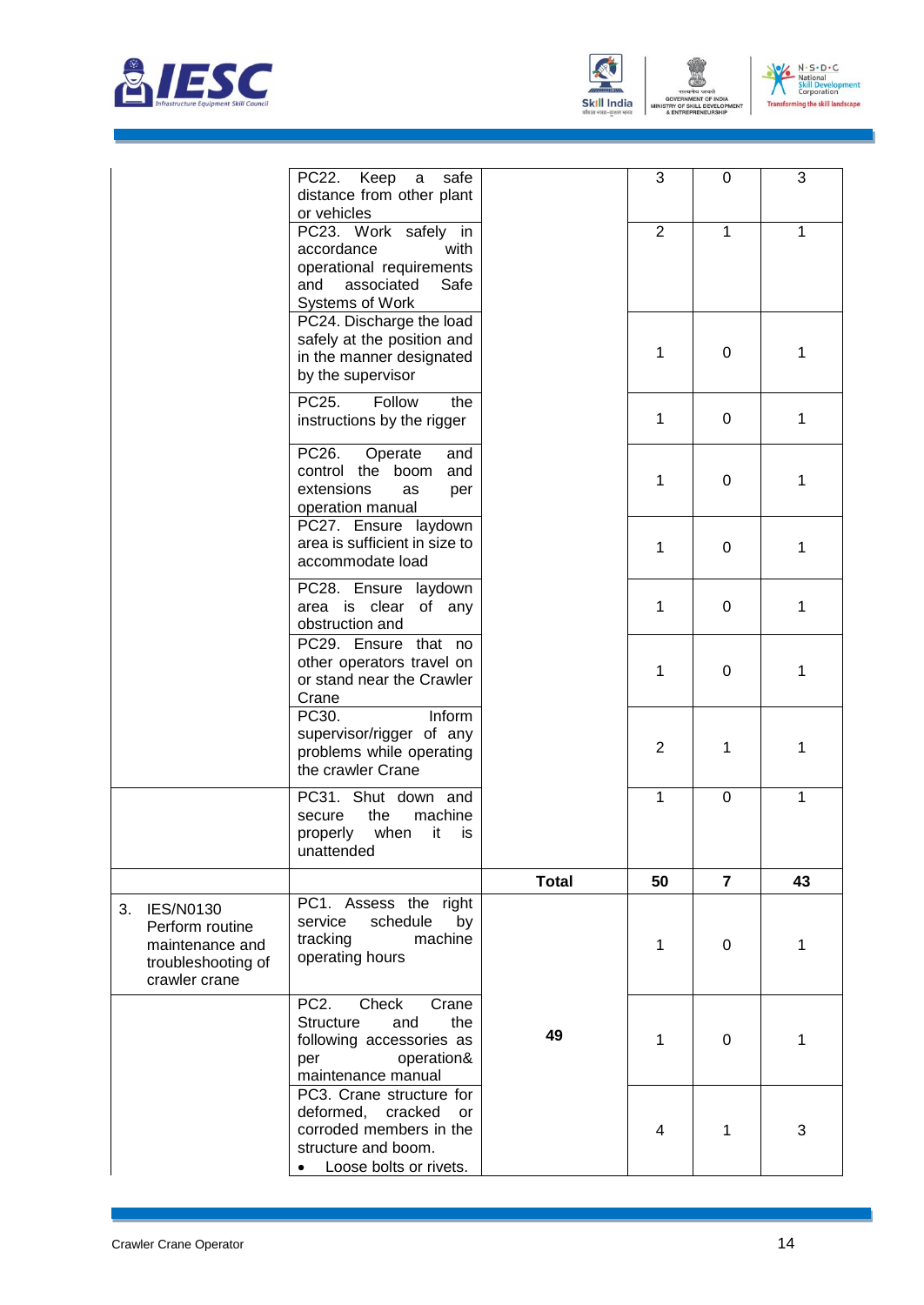| | | | | | |
|---|---|---|---|---|---|
| | PC22. Keep a safe distance from other plant or vehicles | | 3 | 0 | 3 |
| | PC23. Work safely in accordance with operational requirements and associated Safe Systems of Work | | 2 | 1 | 1 |
| | PC24. Discharge the load safely at the position and in the manner designated by the supervisor | | 1 | 0 | 1 |
| | PC25. Follow the instructions by the rigger | | 1 | 0 | 1 |
| | PC26. Operate and control the boom and extensions as per operation manual | | 1 | 0 | 1 |
| | PC27. Ensure laydown area is sufficient in size to accommodate load | | 1 | 0 | 1 |
| | PC28. Ensure laydown area is clear of any obstruction and | | 1 | 0 | 1 |
| | PC29. Ensure that no other operators travel on or stand near the Crawler Crane | | 1 | 0 | 1 |
| | PC30. Inform supervisor/rigger of any problems while operating the crawler Crane | | 2 | 1 | 1 |
| | PC31. Shut down and secure the machine properly when it is unattended | | 1 | 0 | 1 |
| | | **Total** | **50** | **7** | **43** |
| 3. IES/N0130 Perform routine maintenance and troubleshooting of crawler crane | PC1. Assess the right service schedule by tracking machine operating hours | 49 | 1 | 0 | 1 |
| | PC2. Check Crane Structure and the following accessories as per operation& maintenance manual | | 1 | 0 | 1 |
| | PC3. Crane structure for deformed, cracked or corroded members in the structure and boom.<br>• Loose bolts or rivets. | | 4 | 1 | 3 |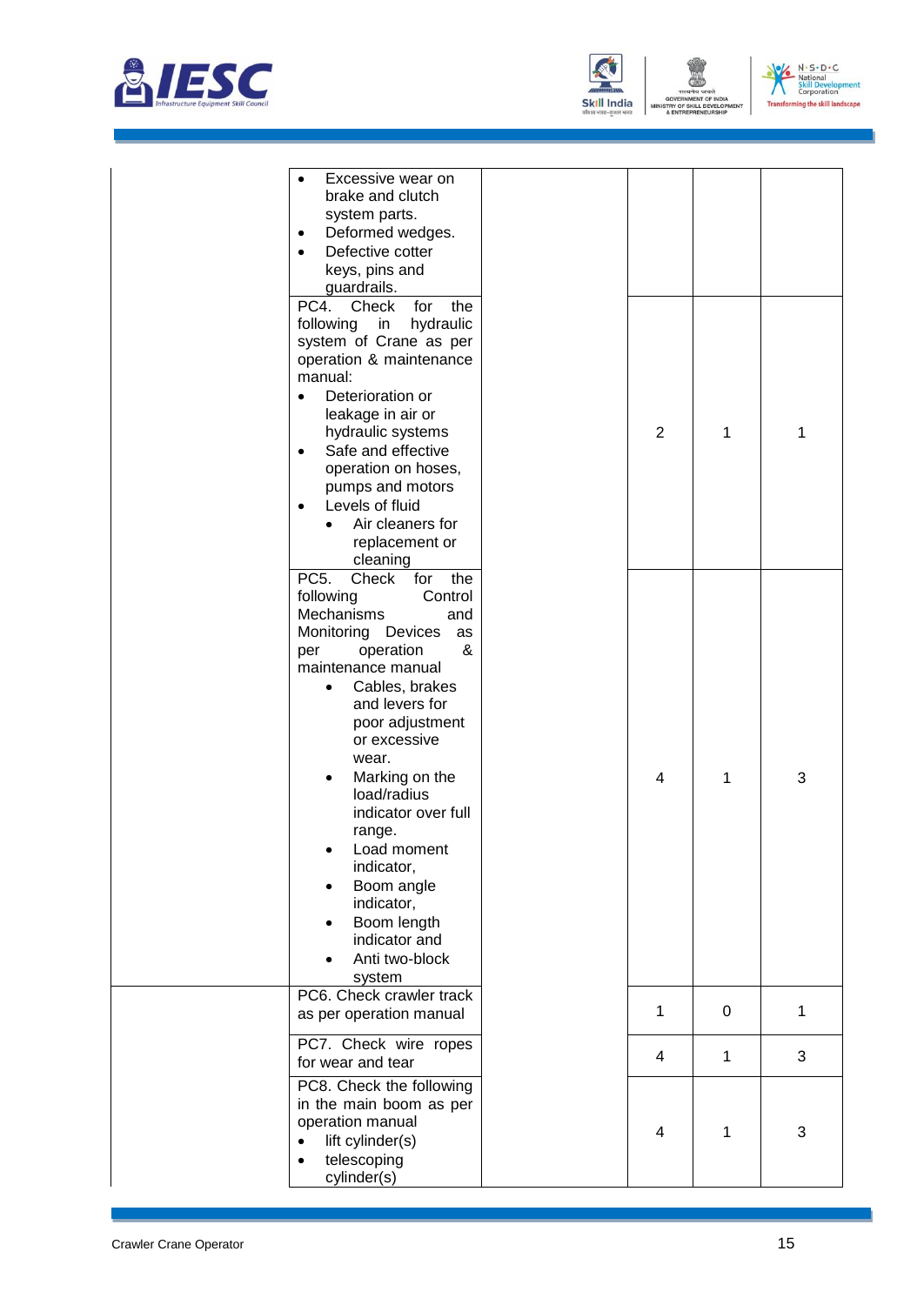| | | | | | |
|---|---|---|---|---|---|
| | • Excessive wear on brake and clutch system parts.<br>• Deformed wedges.<br>• Defective cotter keys, pins and guardrails. | | | | |
| | PC4. Check for the following in hydraulic system of Crane as per operation & maintenance manual:<br>• Deterioration or leakage in air or hydraulic systems<br>• Safe and effective operation on hoses, pumps and motors<br>• Levels of fluid<br>  • Air cleaners for replacement or cleaning | | 2 | 1 | 1 |
| | PC5. Check for the following Control Mechanisms and Monitoring Devices as per operation & maintenance manual<br>  • Cables, brakes and levers for poor adjustment or excessive wear.<br>  • Marking on the load/radius indicator over full range.<br>  • Load moment indicator,<br>  • Boom angle indicator,<br>  • Boom length indicator and<br>  • Anti two-block system | | 4 | 1 | 3 |
| | PC6. Check crawler track as per operation manual | | 1 | 0 | 1 |
| | PC7. Check wire ropes for wear and tear | | 4 | 1 | 3 |
| | PC8. Check the following in the main boom as per operation manual<br>• lift cylinder(s)<br>• telescoping cylinder(s) | | 4 | 1 | 3 |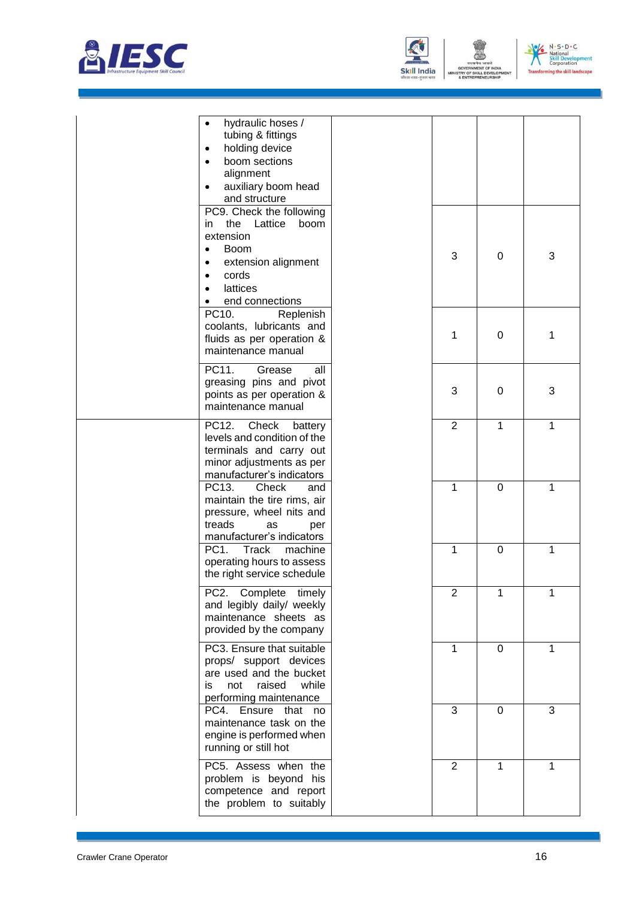| | | | | | |
|---|---|---|---|---|---|
| | • hydraulic hoses / tubing & fittings<br>• holding device<br>• boom sections alignment<br>• auxiliary boom head and structure | | | | |
| | PC9. Check the following in the Lattice boom extension<br>• Boom<br>• extension alignment<br>• cords<br>• lattices<br>• end connections | | 3 | 0 | 3 |
| | PC10. Replenish coolants, lubricants and fluids as per operation & maintenance manual | | 1 | 0 | 1 |
| | PC11. Grease all greasing pins and pivot points as per operation & maintenance manual | | 3 | 0 | 3 |
| | PC12. Check battery levels and condition of the terminals and carry out minor adjustments as per manufacturer's indicators | | 2 | 1 | 1 |
| | PC13. Check and maintain the tire rims, air pressure, wheel nits and treads as per manufacturer's indicators | | 1 | 0 | 1 |
| | PC1. Track machine operating hours to assess the right service schedule | | 1 | 0 | 1 |
| | PC2. Complete timely and legibly daily/ weekly maintenance sheets as provided by the company | | 2 | 1 | 1 |
| | PC3. Ensure that suitable props/ support devices are used and the bucket is not raised while performing maintenance | | 1 | 0 | 1 |
| | PC4. Ensure that no maintenance task on the engine is performed when running or still hot | | 3 | 0 | 3 |
| | PC5. Assess when the problem is beyond his competence and report the problem to suitably | | 2 | 1 | 1 |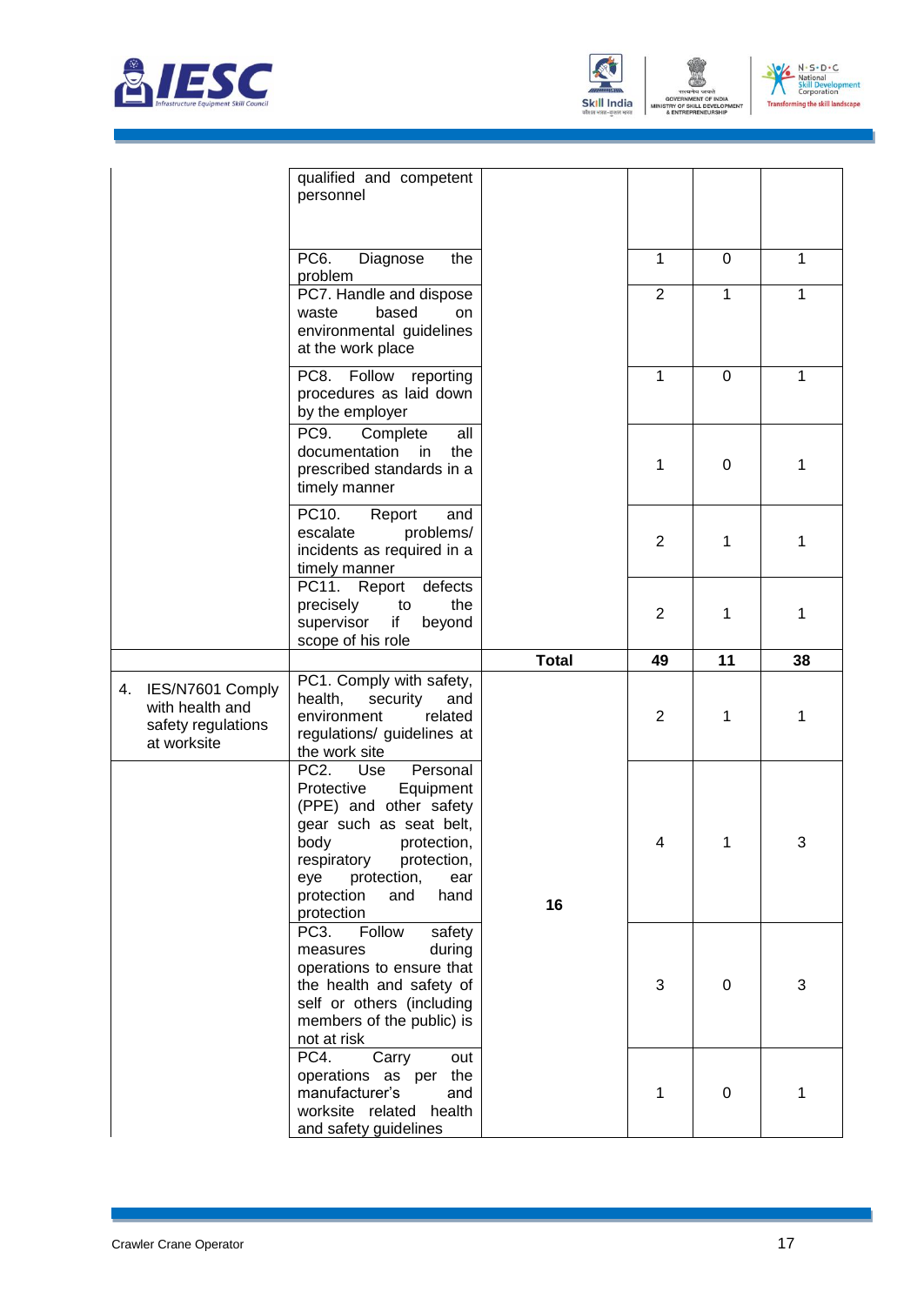| | | | | | |
|---|---|---|---|---|---|
| | qualified and competent personnel | | | | |
| | PC6. Diagnose the problem | | 1 | 0 | 1 |
| | PC7. Handle and dispose waste based on environmental guidelines at the work place | | 2 | 1 | 1 |
| | PC8. Follow reporting procedures as laid down by the employer | | 1 | 0 | 1 |
| | PC9. Complete all documentation in the prescribed standards in a timely manner | | 1 | 0 | 1 |
| | PC10. Report and escalate problems/ incidents as required in a timely manner | | 2 | 1 | 1 |
| | PC11. Report defects precisely to the supervisor if beyond scope of his role | | 2 | 1 | 1 |
| | | **Total** | **49** | **11** | **38** |
| 4. IES/N7601 Comply with health and safety regulations at worksite | PC1. Comply with safety, health, security and environment related regulations/ guidelines at the work site | 16 | 2 | 1 | 1 |
| | PC2. Use Personal Protective Equipment (PPE) and other safety gear such as seat belt, body protection, respiratory protection, eye protection, ear protection and hand protection | | 4 | 1 | 3 |
| | PC3. Follow safety measures during operations to ensure that the health and safety of self or others (including members of the public) is not at risk | | 3 | 0 | 3 |
| | PC4. Carry out operations as per the manufacturer's and worksite related health and safety guidelines | | 1 | 0 | 1 |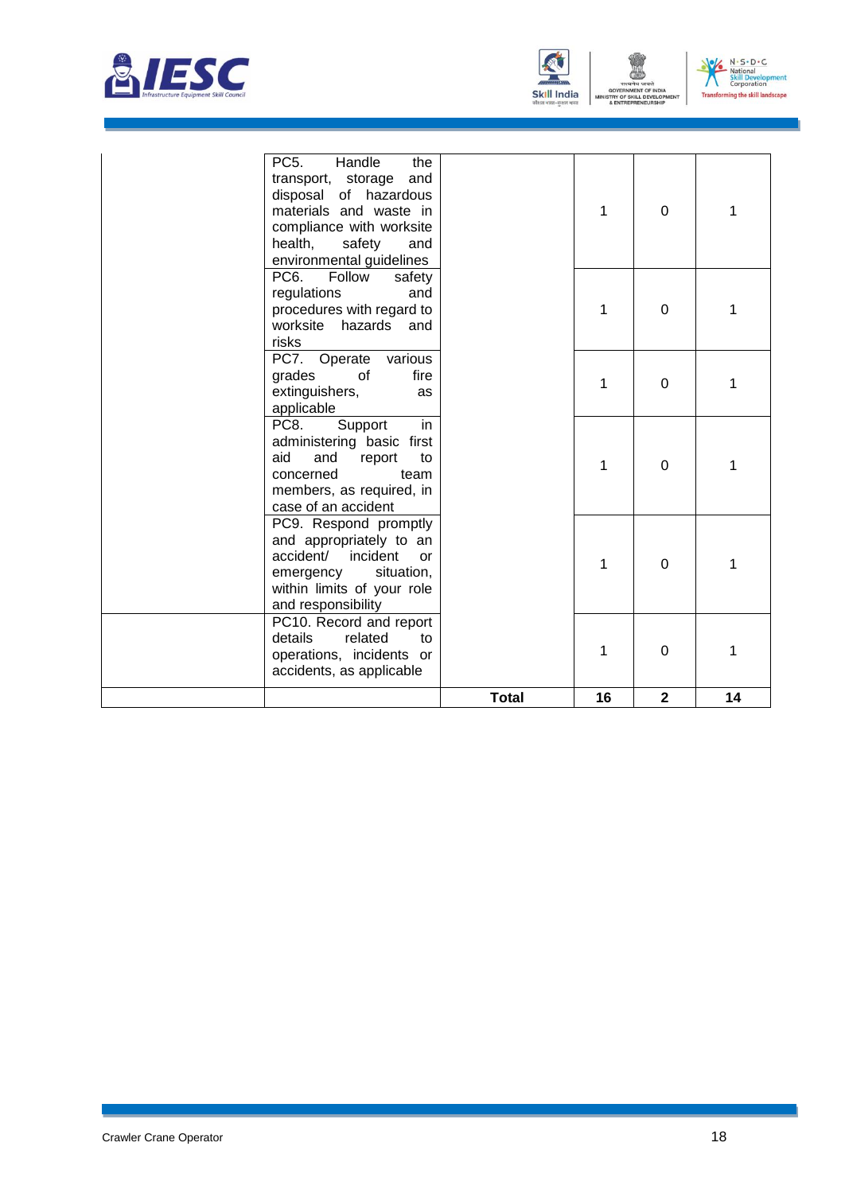| | | | | | |
|---|---|---|---|---|---|
| | PC5. Handle the transport, storage and disposal of hazardous materials and waste in compliance with worksite health, safety and environmental guidelines | | 1 | 0 | 1 |
| | PC6. Follow safety regulations and procedures with regard to worksite hazards and risks | | 1 | 0 | 1 |
| | PC7. Operate various grades of fire extinguishers, as applicable | | 1 | 0 | 1 |
| | PC8. Support in administering basic first aid and report to concerned team members, as required, in case of an accident | | 1 | 0 | 1 |
| | PC9. Respond promptly and appropriately to an accident/ incident or emergency situation, within limits of your role and responsibility | | 1 | 0 | 1 |
| | PC10. Record and report details related to operations, incidents or accidents, as applicable | | 1 | 0 | 1 |
| | | **Total** | **16** | **2** | **14** |